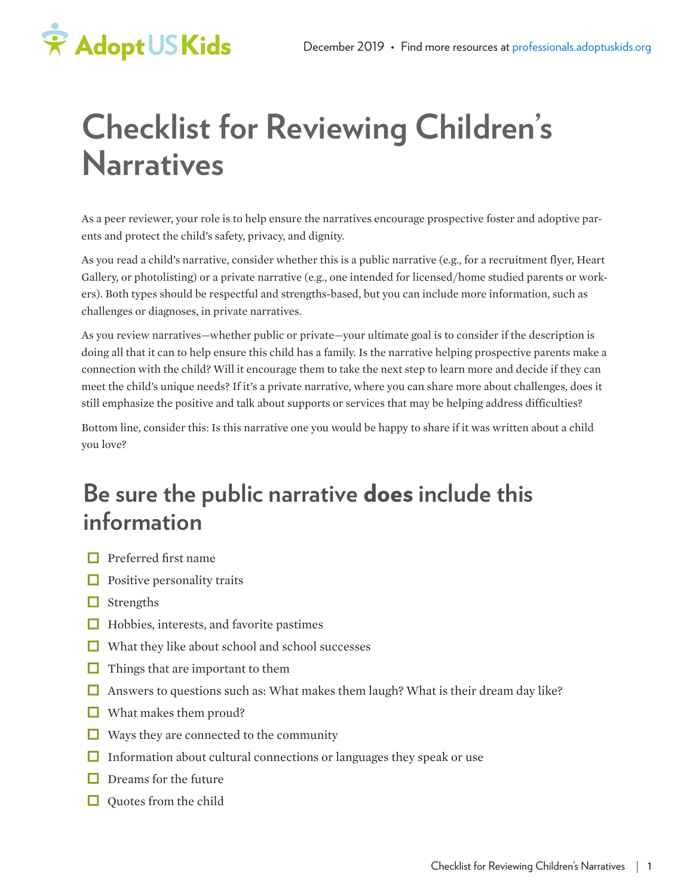# Checklist for Reviewing Children's Narratives

As a peer reviewer, your role is to help ensure the narratives encourage prospective foster and adoptive parents and protect the child's safety, privacy, and dignity.

As you read a child's narrative, consider whether this is a public narrative (e.g., for a recruitment flyer, Heart Gallery, or photolisting) or a private narrative (e.g., one intended for licensed/home studied parents or workers). Both types should be respectful and strengths-based, but you can include more information, such as challenges or diagnoses, in private narratives.

As you review narratives—whether public or private—your ultimate goal is to consider if the description is doing all that it can to help ensure this child has a family. Is the narrative helping prospective parents make a connection with the child? Will it encourage them to take the next step to learn more and decide if they can meet the child's unique needs? If it's a private narrative, where you can share more about challenges, does it still emphasize the positive and talk about supports or services that may be helping address difficulties?

Bottom line, consider this: Is this narrative one you would be happy to share if it was written about a child you love?

## Be sure the public narrative **does** include this information

- [ ] Preferred first name
- [ ] Positive personality traits
- [ ] Strengths
- [ ] Hobbies, interests, and favorite pastimes
- [ ] What they like about school and school successes
- [ ] Things that are important to them
- [ ] Answers to questions such as: What makes them laugh? What is their dream day like?
- [ ] What makes them proud?
- [ ] Ways they are connected to the community
- [ ] Information about cultural connections or languages they speak or use
- [ ] Dreams for the future
- [ ] Quotes from the child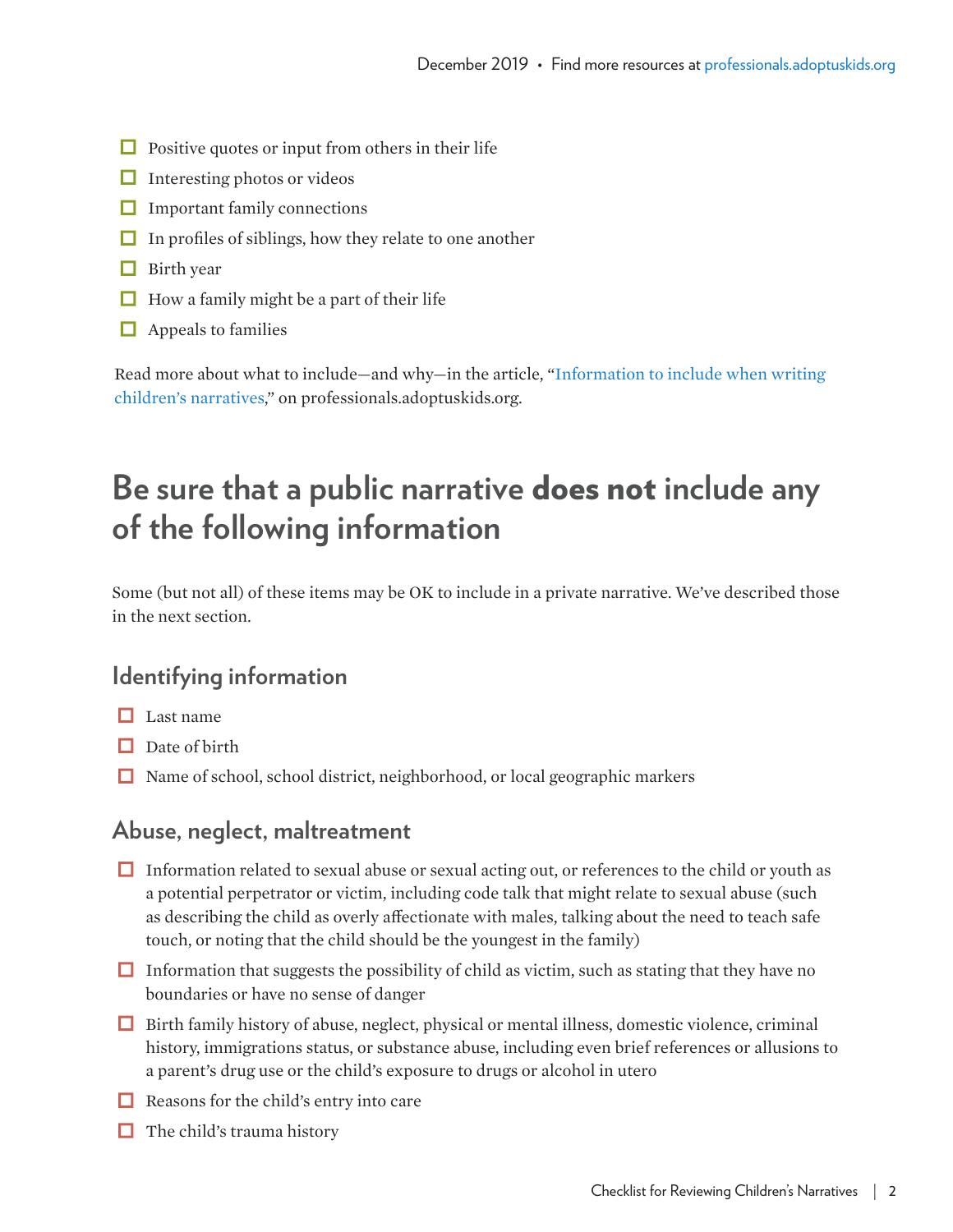- [ ] Positive quotes or input from others in their life
- [ ] Interesting photos or videos
- [ ] Important family connections
- [ ] In profiles of siblings, how they relate to one another
- [ ] Birth year
- [ ] How a family might be a part of their life
- [ ] Appeals to families

Read more about what to include—and why—in the article, "Information to include when writing children's narratives," on professionals.adoptuskids.org.

## Be sure that a public narrative **does not** include any of the following information

Some (but not all) of these items may be OK to include in a private narrative. We've described those in the next section.

### Identifying information

- [ ] Last name
- [ ] Date of birth
- [ ] Name of school, school district, neighborhood, or local geographic markers

### Abuse, neglect, maltreatment

- [ ] Information related to sexual abuse or sexual acting out, or references to the child or youth as a potential perpetrator or victim, including code talk that might relate to sexual abuse (such as describing the child as overly affectionate with males, talking about the need to teach safe touch, or noting that the child should be the youngest in the family)
- [ ] Information that suggests the possibility of child as victim, such as stating that they have no boundaries or have no sense of danger
- [ ] Birth family history of abuse, neglect, physical or mental illness, domestic violence, criminal history, immigrations status, or substance abuse, including even brief references or allusions to a parent's drug use or the child's exposure to drugs or alcohol in utero
- [ ] Reasons for the child's entry into care
- [ ] The child's trauma history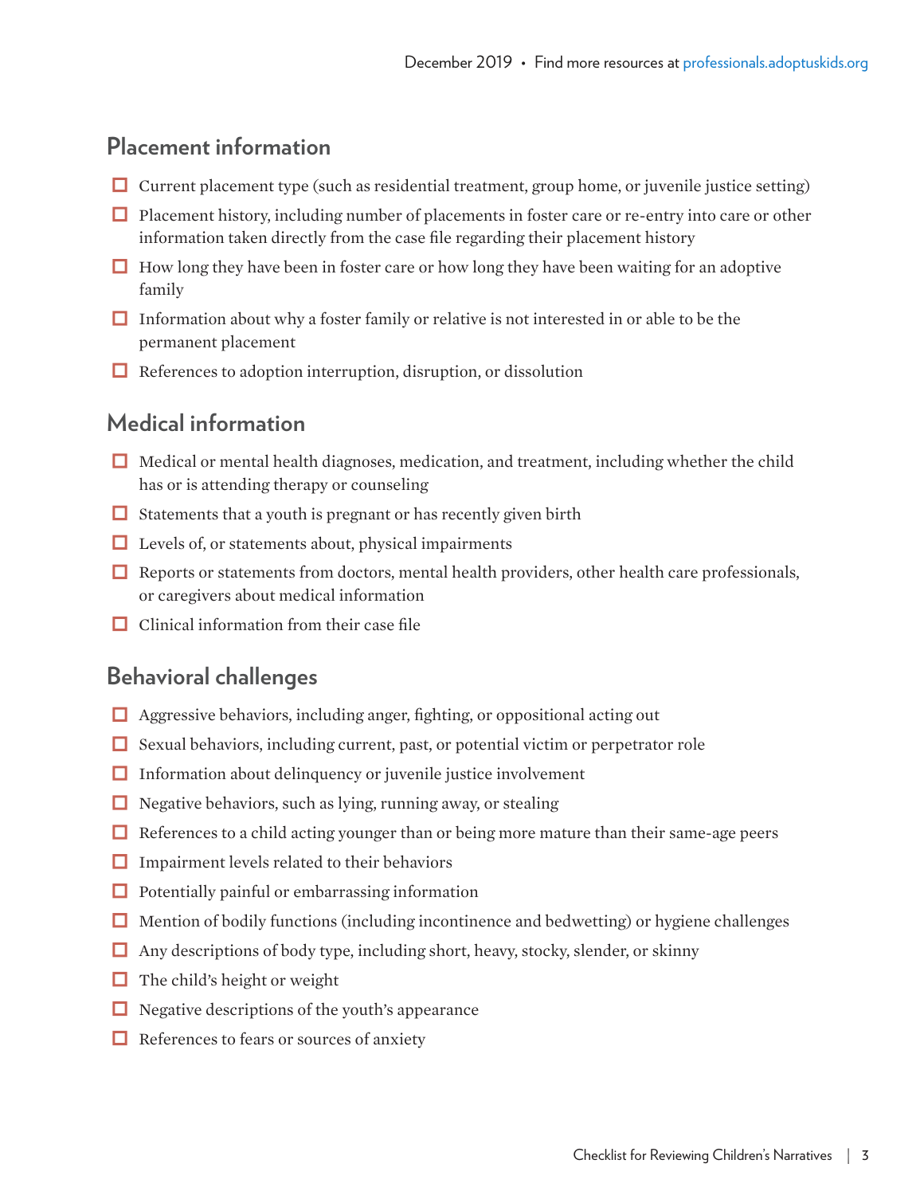## Placement information

- ☐ Current placement type (such as residential treatment, group home, or juvenile justice setting)
- ☐ Placement history, including number of placements in foster care or re-entry into care or other information taken directly from the case file regarding their placement history
- ☐ How long they have been in foster care or how long they have been waiting for an adoptive family
- ☐ Information about why a foster family or relative is not interested in or able to be the permanent placement
- ☐ References to adoption interruption, disruption, or dissolution

## Medical information

- ☐ Medical or mental health diagnoses, medication, and treatment, including whether the child has or is attending therapy or counseling
- ☐ Statements that a youth is pregnant or has recently given birth
- ☐ Levels of, or statements about, physical impairments
- ☐ Reports or statements from doctors, mental health providers, other health care professionals, or caregivers about medical information
- ☐ Clinical information from their case file

## Behavioral challenges

- ☐ Aggressive behaviors, including anger, fighting, or oppositional acting out
- ☐ Sexual behaviors, including current, past, or potential victim or perpetrator role
- ☐ Information about delinquency or juvenile justice involvement
- ☐ Negative behaviors, such as lying, running away, or stealing
- ☐ References to a child acting younger than or being more mature than their same-age peers
- ☐ Impairment levels related to their behaviors
- ☐ Potentially painful or embarrassing information
- ☐ Mention of bodily functions (including incontinence and bedwetting) or hygiene challenges
- ☐ Any descriptions of body type, including short, heavy, stocky, slender, or skinny
- ☐ The child's height or weight
- ☐ Negative descriptions of the youth's appearance
- ☐ References to fears or sources of anxiety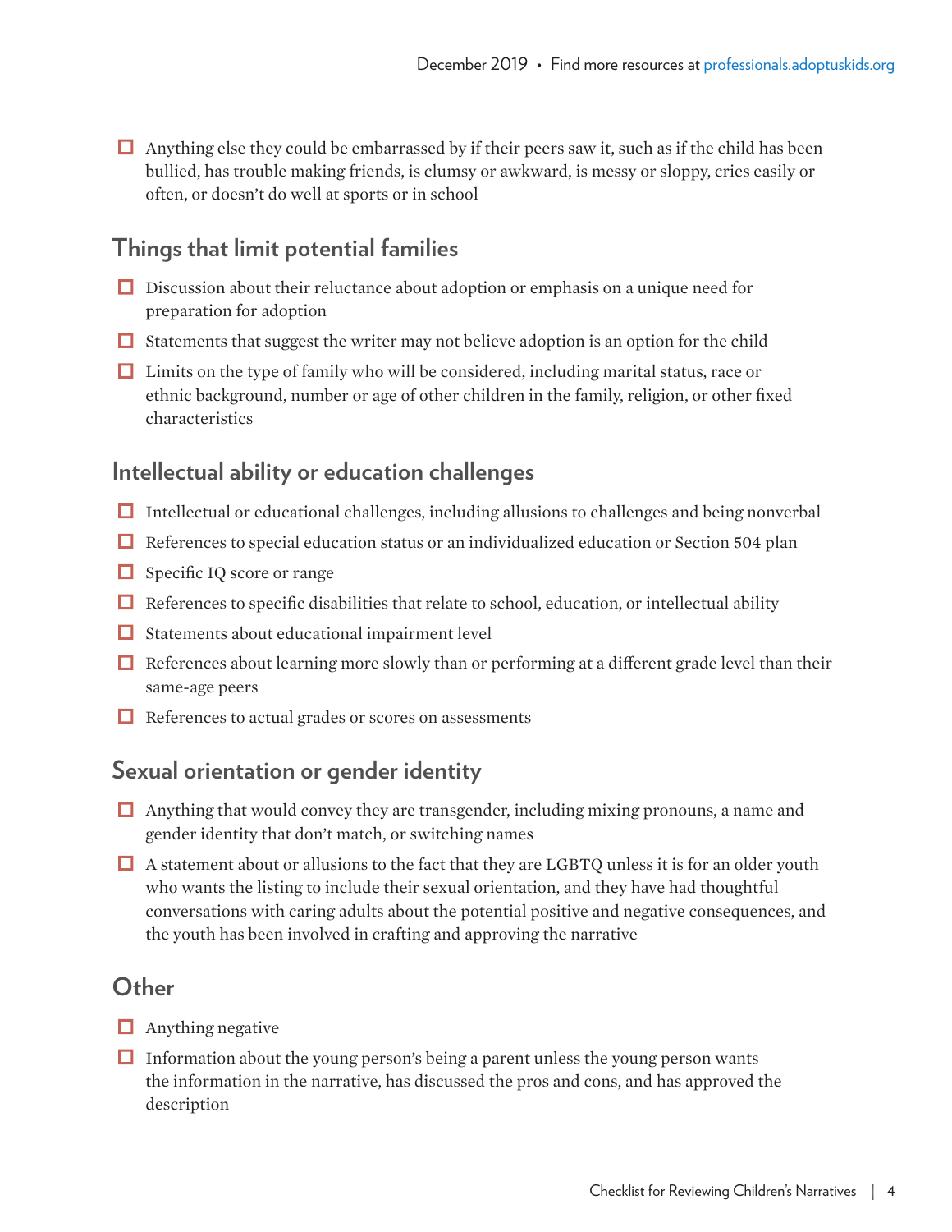- [ ] Anything else they could be embarrassed by if their peers saw it, such as if the child has been bullied, has trouble making friends, is clumsy or awkward, is messy or sloppy, cries easily or often, or doesn't do well at sports or in school

## Things that limit potential families

- [ ] Discussion about their reluctance about adoption or emphasis on a unique need for preparation for adoption
- [ ] Statements that suggest the writer may not believe adoption is an option for the child
- [ ] Limits on the type of family who will be considered, including marital status, race or ethnic background, number or age of other children in the family, religion, or other fixed characteristics

## Intellectual ability or education challenges

- [ ] Intellectual or educational challenges, including allusions to challenges and being nonverbal
- [ ] References to special education status or an individualized education or Section 504 plan
- [ ] Specific IQ score or range
- [ ] References to specific disabilities that relate to school, education, or intellectual ability
- [ ] Statements about educational impairment level
- [ ] References about learning more slowly than or performing at a different grade level than their same-age peers
- [ ] References to actual grades or scores on assessments

## Sexual orientation or gender identity

- [ ] Anything that would convey they are transgender, including mixing pronouns, a name and gender identity that don't match, or switching names
- [ ] A statement about or allusions to the fact that they are LGBTQ unless it is for an older youth who wants the listing to include their sexual orientation, and they have had thoughtful conversations with caring adults about the potential positive and negative consequences, and the youth has been involved in crafting and approving the narrative

## Other

- [ ] Anything negative
- [ ] Information about the young person's being a parent unless the young person wants the information in the narrative, has discussed the pros and cons, and has approved the description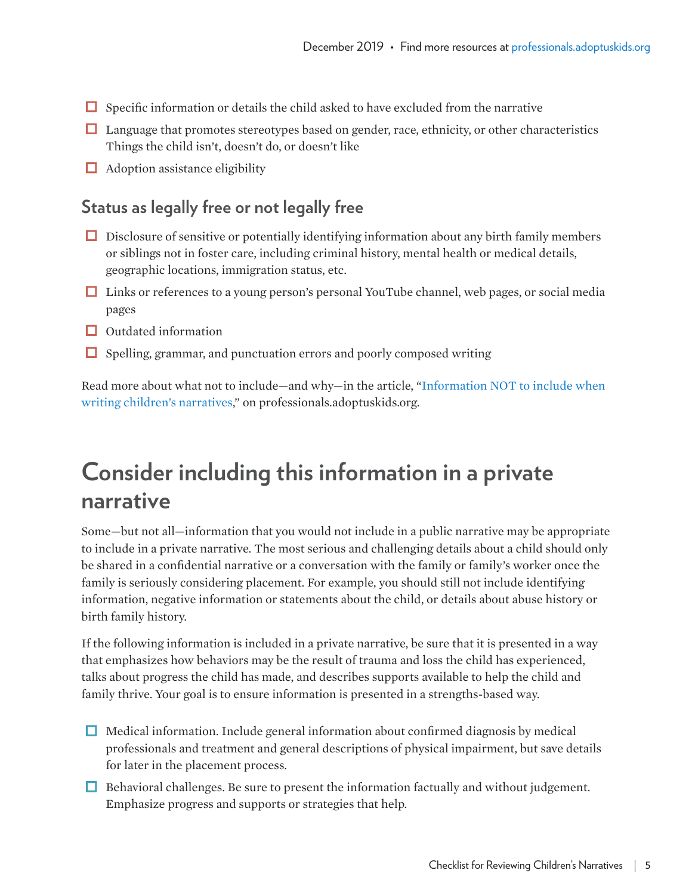- ☐ Specific information or details the child asked to have excluded from the narrative
- ☐ Language that promotes stereotypes based on gender, race, ethnicity, or other characteristics Things the child isn't, doesn't do, or doesn't like
- ☐ Adoption assistance eligibility

### Status as legally free or not legally free

- ☐ Disclosure of sensitive or potentially identifying information about any birth family members or siblings not in foster care, including criminal history, mental health or medical details, geographic locations, immigration status, etc.
- ☐ Links or references to a young person's personal YouTube channel, web pages, or social media pages
- ☐ Outdated information
- ☐ Spelling, grammar, and punctuation errors and poorly composed writing

Read more about what not to include—and why—in the article, "Information NOT to include when writing children's narratives," on professionals.adoptuskids.org.

## Consider including this information in a private narrative

Some—but not all—information that you would not include in a public narrative may be appropriate to include in a private narrative. The most serious and challenging details about a child should only be shared in a confidential narrative or a conversation with the family or family's worker once the family is seriously considering placement. For example, you should still not include identifying information, negative information or statements about the child, or details about abuse history or birth family history.

If the following information is included in a private narrative, be sure that it is presented in a way that emphasizes how behaviors may be the result of trauma and loss the child has experienced, talks about progress the child has made, and describes supports available to help the child and family thrive. Your goal is to ensure information is presented in a strengths-based way.

- ☐ Medical information. Include general information about confirmed diagnosis by medical professionals and treatment and general descriptions of physical impairment, but save details for later in the placement process.
- ☐ Behavioral challenges. Be sure to present the information factually and without judgement. Emphasize progress and supports or strategies that help.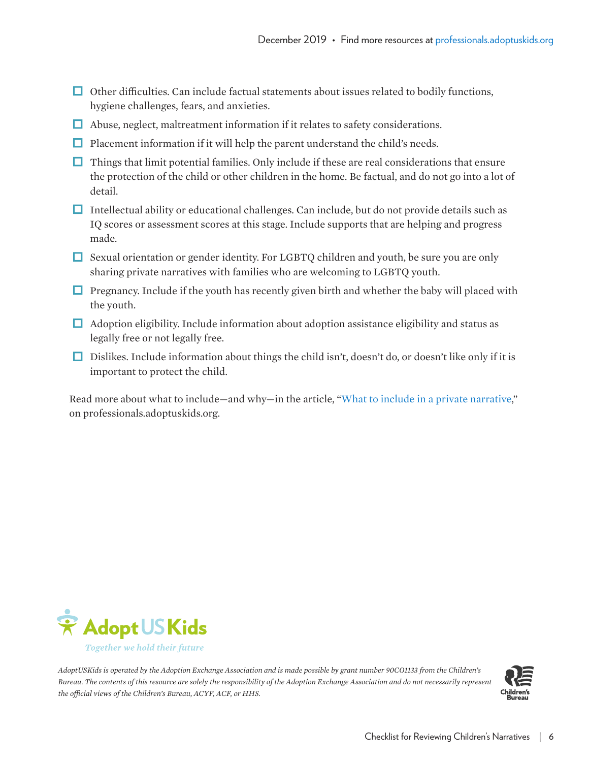- [ ] Other difficulties. Can include factual statements about issues related to bodily functions, hygiene challenges, fears, and anxieties.
- [ ] Abuse, neglect, maltreatment information if it relates to safety considerations.
- [ ] Placement information if it will help the parent understand the child's needs.
- [ ] Things that limit potential families. Only include if these are real considerations that ensure the protection of the child or other children in the home. Be factual, and do not go into a lot of detail.
- [ ] Intellectual ability or educational challenges. Can include, but do not provide details such as IQ scores or assessment scores at this stage. Include supports that are helping and progress made.
- [ ] Sexual orientation or gender identity. For LGBTQ children and youth, be sure you are only sharing private narratives with families who are welcoming to LGBTQ youth.
- [ ] Pregnancy. Include if the youth has recently given birth and whether the baby will placed with the youth.
- [ ] Adoption eligibility. Include information about adoption assistance eligibility and status as legally free or not legally free.
- [ ] Dislikes. Include information about things the child isn't, doesn't do, or doesn't like only if it is important to protect the child.

Read more about what to include—and why—in the article, "What to include in a private narrative," on professionals.adoptuskids.org.

AdoptUSKids

*Together we hold their future*

*AdoptUSKids is operated by the Adoption Exchange Association and is made possible by grant number 90CO1133 from the Children's Bureau. The contents of this resource are solely the responsibility of the Adoption Exchange Association and do not necessarily represent the official views of the Children's Bureau, ACYF, ACF, or HHS.*

Children's Bureau